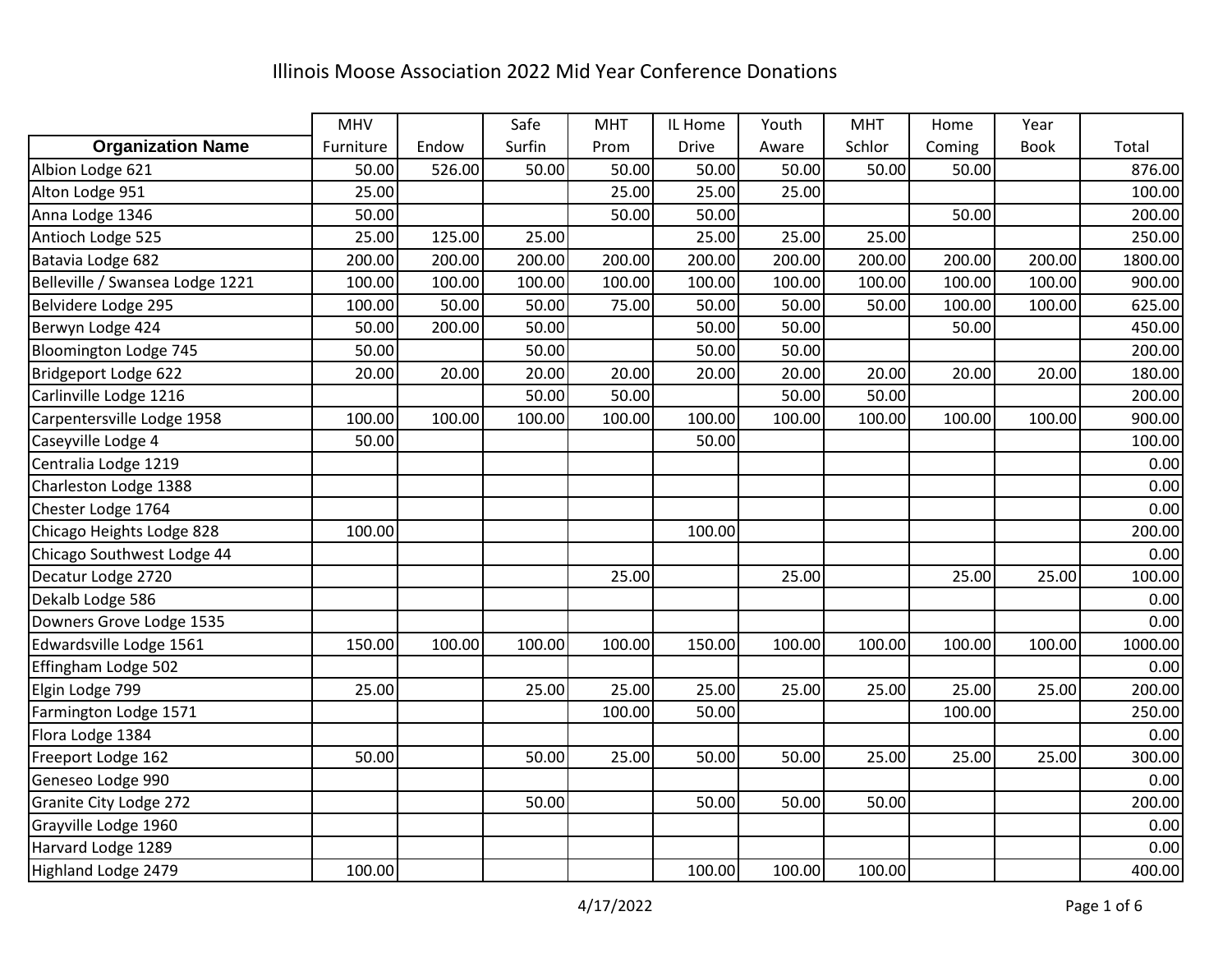# Illinois Moose Association 2022 Mid Year Conference Donations

| Organization Name | MHV Furniture | Endow | Safe Surfin | MHT Prom | IL Home Drive | Youth Aware | MHT Schlor | Home Coming | Year Book | Total |
|---|---|---|---|---|---|---|---|---|---|---|
| Albion Lodge 621 | 50.00 | 526.00 | 50.00 | 50.00 | 50.00 | 50.00 | 50.00 | 50.00 | | 876.00 |
| Alton Lodge 951 | 25.00 | | | 25.00 | 25.00 | 25.00 | | | | 100.00 |
| Anna Lodge 1346 | 50.00 | | | 50.00 | 50.00 | | | 50.00 | | 200.00 |
| Antioch Lodge 525 | 25.00 | 125.00 | 25.00 | | 25.00 | 25.00 | 25.00 | | | 250.00 |
| Batavia Lodge 682 | 200.00 | 200.00 | 200.00 | 200.00 | 200.00 | 200.00 | 200.00 | 200.00 | 200.00 | 1800.00 |
| Belleville / Swansea Lodge 1221 | 100.00 | 100.00 | 100.00 | 100.00 | 100.00 | 100.00 | 100.00 | 100.00 | 100.00 | 900.00 |
| Belvidere Lodge 295 | 100.00 | 50.00 | 50.00 | 75.00 | 50.00 | 50.00 | 50.00 | 100.00 | 100.00 | 625.00 |
| Berwyn Lodge 424 | 50.00 | 200.00 | 50.00 | | 50.00 | 50.00 | | 50.00 | | 450.00 |
| Bloomington Lodge 745 | 50.00 | | 50.00 | | 50.00 | 50.00 | | | | 200.00 |
| Bridgeport Lodge 622 | 20.00 | 20.00 | 20.00 | 20.00 | 20.00 | 20.00 | 20.00 | 20.00 | 20.00 | 180.00 |
| Carlinville Lodge 1216 | | | 50.00 | 50.00 | | 50.00 | 50.00 | | | 200.00 |
| Carpentersville Lodge 1958 | 100.00 | 100.00 | 100.00 | 100.00 | 100.00 | 100.00 | 100.00 | 100.00 | 100.00 | 900.00 |
| Caseyville Lodge 4 | 50.00 | | | | 50.00 | | | | | 100.00 |
| Centralia Lodge 1219 | | | | | | | | | | 0.00 |
| Charleston Lodge 1388 | | | | | | | | | | 0.00 |
| Chester Lodge 1764 | | | | | | | | | | 0.00 |
| Chicago Heights Lodge 828 | 100.00 | | | | 100.00 | | | | | 200.00 |
| Chicago Southwest Lodge 44 | | | | | | | | | | 0.00 |
| Decatur Lodge 2720 | | | | 25.00 | | 25.00 | | 25.00 | 25.00 | 100.00 |
| Dekalb Lodge 586 | | | | | | | | | | 0.00 |
| Downers Grove Lodge 1535 | | | | | | | | | | 0.00 |
| Edwardsville Lodge 1561 | 150.00 | 100.00 | 100.00 | 100.00 | 150.00 | 100.00 | 100.00 | 100.00 | 100.00 | 1000.00 |
| Effingham Lodge 502 | | | | | | | | | | 0.00 |
| Elgin Lodge 799 | 25.00 | | 25.00 | 25.00 | 25.00 | 25.00 | 25.00 | 25.00 | 25.00 | 200.00 |
| Farmington Lodge 1571 | | | | 100.00 | 50.00 | | | 100.00 | | 250.00 |
| Flora Lodge 1384 | | | | | | | | | | 0.00 |
| Freeport Lodge 162 | 50.00 | | 50.00 | 25.00 | 50.00 | 50.00 | 25.00 | 25.00 | 25.00 | 300.00 |
| Geneseo Lodge 990 | | | | | | | | | | 0.00 |
| Granite City Lodge 272 | | | 50.00 | | 50.00 | 50.00 | 50.00 | | | 200.00 |
| Grayville Lodge 1960 | | | | | | | | | | 0.00 |
| Harvard Lodge 1289 | | | | | | | | | | 0.00 |
| Highland Lodge 2479 | 100.00 | | | | 100.00 | 100.00 | 100.00 | | | 400.00 |

4/17/2022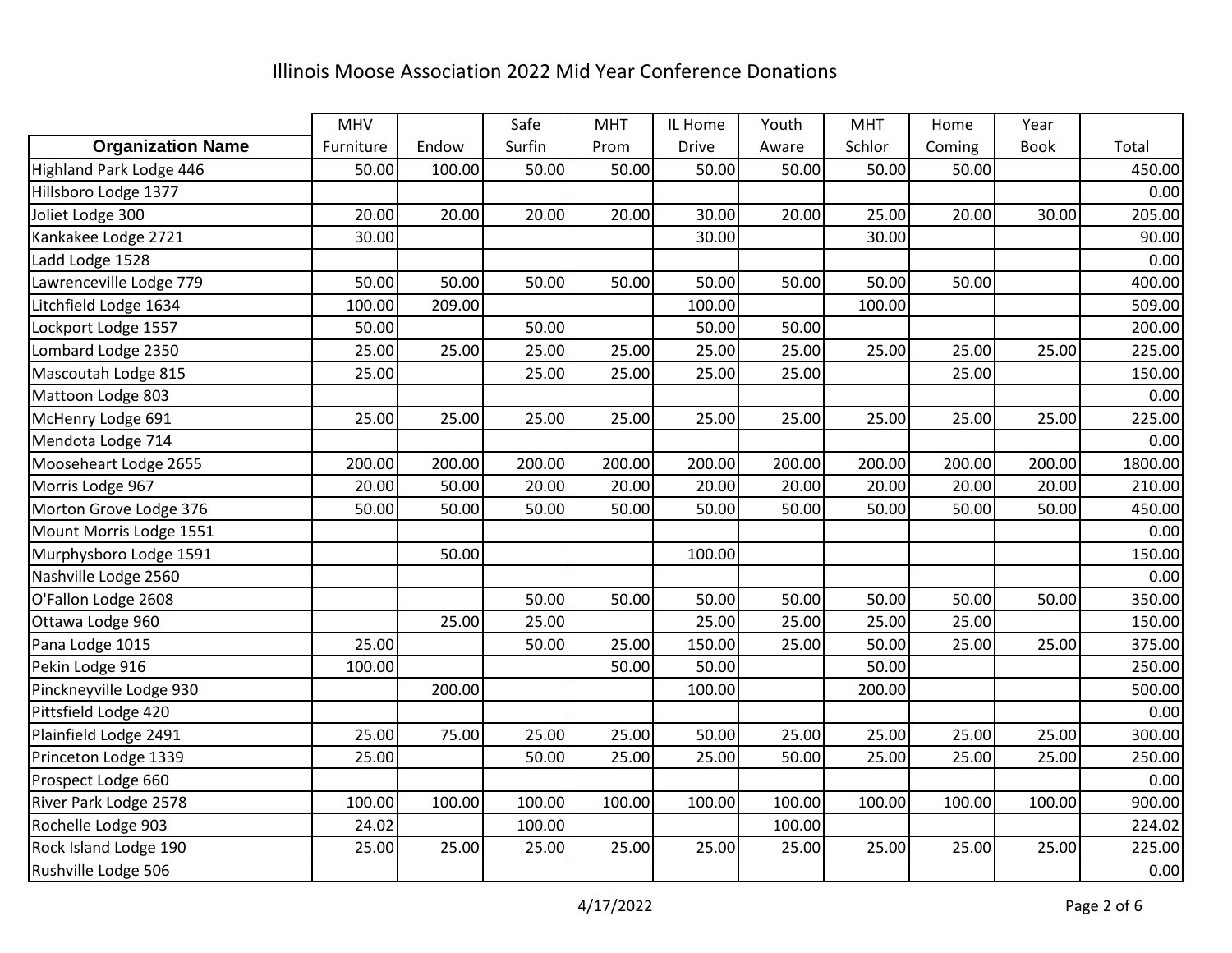# Illinois Moose Association 2022 Mid Year Conference Donations

| Organization Name | MHV Furniture | Endow | Safe Surfin | MHT Prom | IL Home Drive | Youth Aware | MHT Schlor | Home Coming | Year Book | Total |
|---|---|---|---|---|---|---|---|---|---|---|
| Highland Park Lodge 446 | 50.00 | 100.00 | 50.00 | 50.00 | 50.00 | 50.00 | 50.00 | 50.00 | | 450.00 |
| Hillsboro Lodge 1377 | | | | | | | | | | 0.00 |
| Joliet Lodge 300 | 20.00 | 20.00 | 20.00 | 20.00 | 30.00 | 20.00 | 25.00 | 20.00 | 30.00 | 205.00 |
| Kankakee Lodge 2721 | 30.00 | | | | 30.00 | | 30.00 | | | 90.00 |
| Ladd Lodge 1528 | | | | | | | | | | 0.00 |
| Lawrenceville Lodge 779 | 50.00 | 50.00 | 50.00 | 50.00 | 50.00 | 50.00 | 50.00 | 50.00 | | 400.00 |
| Litchfield Lodge 1634 | 100.00 | 209.00 | | | 100.00 | | 100.00 | | | 509.00 |
| Lockport Lodge 1557 | 50.00 | | 50.00 | | 50.00 | 50.00 | | | | 200.00 |
| Lombard Lodge 2350 | 25.00 | 25.00 | 25.00 | 25.00 | 25.00 | 25.00 | 25.00 | 25.00 | 25.00 | 225.00 |
| Mascoutah Lodge 815 | 25.00 | | 25.00 | 25.00 | 25.00 | 25.00 | | 25.00 | | 150.00 |
| Mattoon Lodge 803 | | | | | | | | | | 0.00 |
| McHenry Lodge 691 | 25.00 | 25.00 | 25.00 | 25.00 | 25.00 | 25.00 | 25.00 | 25.00 | 25.00 | 225.00 |
| Mendota Lodge 714 | | | | | | | | | | 0.00 |
| Mooseheart Lodge 2655 | 200.00 | 200.00 | 200.00 | 200.00 | 200.00 | 200.00 | 200.00 | 200.00 | 200.00 | 1800.00 |
| Morris Lodge 967 | 20.00 | 50.00 | 20.00 | 20.00 | 20.00 | 20.00 | 20.00 | 20.00 | 20.00 | 210.00 |
| Morton Grove Lodge 376 | 50.00 | 50.00 | 50.00 | 50.00 | 50.00 | 50.00 | 50.00 | 50.00 | 50.00 | 450.00 |
| Mount Morris Lodge 1551 | | | | | | | | | | 0.00 |
| Murphysboro Lodge 1591 | | 50.00 | | | 100.00 | | | | | 150.00 |
| Nashville Lodge 2560 | | | | | | | | | | 0.00 |
| O'Fallon Lodge 2608 | | | 50.00 | 50.00 | 50.00 | 50.00 | 50.00 | 50.00 | 50.00 | 350.00 |
| Ottawa Lodge 960 | | 25.00 | 25.00 | | 25.00 | 25.00 | 25.00 | 25.00 | | 150.00 |
| Pana Lodge 1015 | 25.00 | | 50.00 | 25.00 | 150.00 | 25.00 | 50.00 | 25.00 | 25.00 | 375.00 |
| Pekin Lodge 916 | 100.00 | | | 50.00 | 50.00 | | 50.00 | | | 250.00 |
| Pinckneyville Lodge 930 | | 200.00 | | | 100.00 | | 200.00 | | | 500.00 |
| Pittsfield Lodge 420 | | | | | | | | | | 0.00 |
| Plainfield Lodge 2491 | 25.00 | 75.00 | 25.00 | 25.00 | 50.00 | 25.00 | 25.00 | 25.00 | 25.00 | 300.00 |
| Princeton Lodge 1339 | 25.00 | | 50.00 | 25.00 | 25.00 | 50.00 | 25.00 | 25.00 | 25.00 | 250.00 |
| Prospect Lodge 660 | | | | | | | | | | 0.00 |
| River Park Lodge 2578 | 100.00 | 100.00 | 100.00 | 100.00 | 100.00 | 100.00 | 100.00 | 100.00 | 100.00 | 900.00 |
| Rochelle Lodge 903 | 24.02 | | 100.00 | | | 100.00 | | | | 224.02 |
| Rock Island Lodge 190 | 25.00 | 25.00 | 25.00 | 25.00 | 25.00 | 25.00 | 25.00 | 25.00 | 25.00 | 225.00 |
| Rushville Lodge 506 | | | | | | | | | | 0.00 |

4/17/2022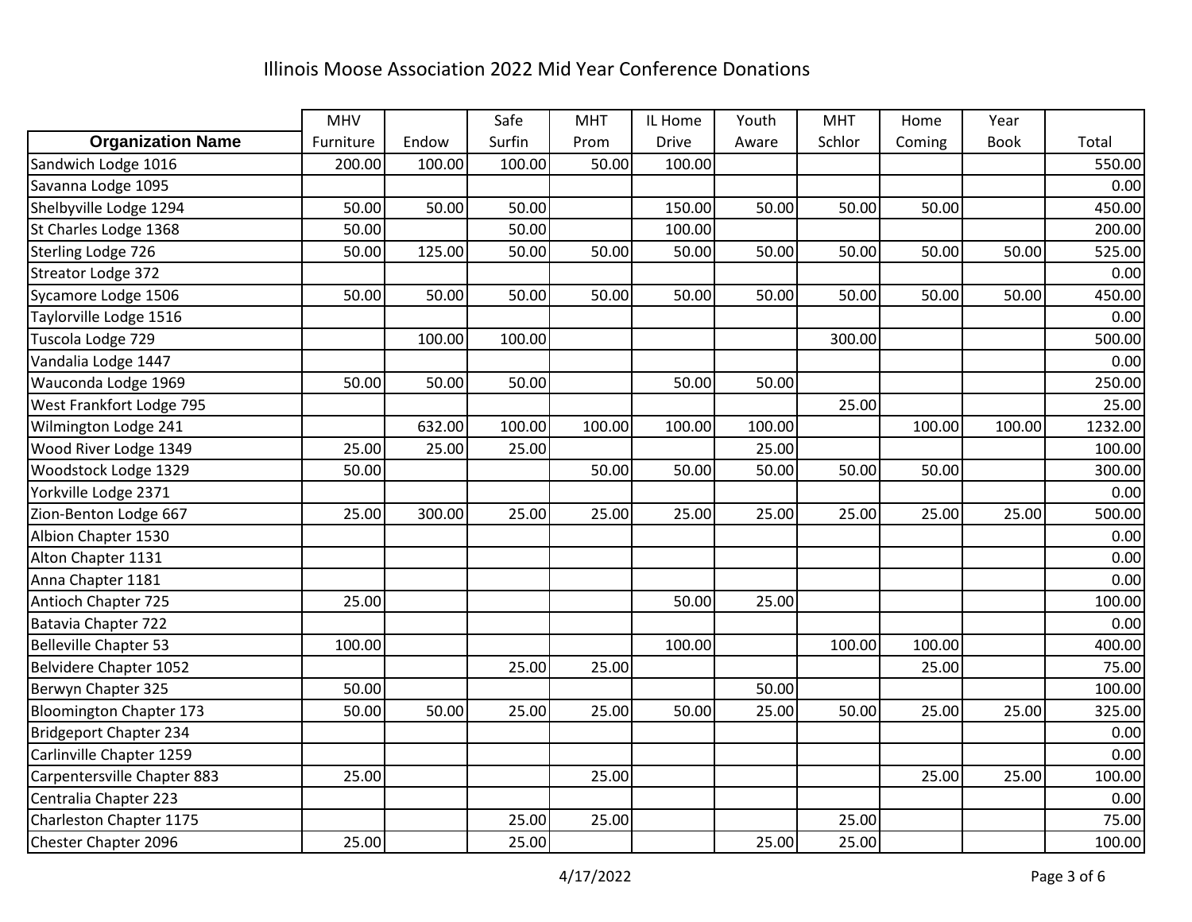# Illinois Moose Association 2022 Mid Year Conference Donations

| Organization Name | MHV Furniture | Endow | Safe Surfin | MHT Prom | IL Home Drive | Youth Aware | MHT Schlor | Home Coming | Year Book | Total |
|---|---|---|---|---|---|---|---|---|---|---|
| Sandwich Lodge 1016 | 200.00 | 100.00 | 100.00 | 50.00 | 100.00 | | | | | 550.00 |
| Savanna Lodge 1095 | | | | | | | | | | 0.00 |
| Shelbyville Lodge 1294 | 50.00 | 50.00 | 50.00 | | 150.00 | 50.00 | 50.00 | 50.00 | | 450.00 |
| St Charles Lodge 1368 | 50.00 | | 50.00 | | 100.00 | | | | | 200.00 |
| Sterling Lodge 726 | 50.00 | 125.00 | 50.00 | 50.00 | 50.00 | 50.00 | 50.00 | 50.00 | 50.00 | 525.00 |
| Streator Lodge 372 | | | | | | | | | | 0.00 |
| Sycamore Lodge 1506 | 50.00 | 50.00 | 50.00 | 50.00 | 50.00 | 50.00 | 50.00 | 50.00 | 50.00 | 450.00 |
| Taylorville Lodge 1516 | | | | | | | | | | 0.00 |
| Tuscola Lodge 729 | | 100.00 | 100.00 | | | | 300.00 | | | 500.00 |
| Vandalia Lodge 1447 | | | | | | | | | | 0.00 |
| Wauconda Lodge 1969 | 50.00 | 50.00 | 50.00 | | 50.00 | 50.00 | | | | 250.00 |
| West Frankfort Lodge 795 | | | | | | | 25.00 | | | 25.00 |
| Wilmington Lodge 241 | | 632.00 | 100.00 | 100.00 | 100.00 | 100.00 | | 100.00 | 100.00 | 1232.00 |
| Wood River Lodge 1349 | 25.00 | 25.00 | 25.00 | | | 25.00 | | | | 100.00 |
| Woodstock Lodge 1329 | 50.00 | | | 50.00 | 50.00 | 50.00 | 50.00 | 50.00 | | 300.00 |
| Yorkville Lodge 2371 | | | | | | | | | | 0.00 |
| Zion-Benton Lodge 667 | 25.00 | 300.00 | 25.00 | 25.00 | 25.00 | 25.00 | 25.00 | 25.00 | 25.00 | 500.00 |
| Albion Chapter 1530 | | | | | | | | | | 0.00 |
| Alton Chapter 1131 | | | | | | | | | | 0.00 |
| Anna Chapter 1181 | | | | | | | | | | 0.00 |
| Antioch Chapter 725 | 25.00 | | | | 50.00 | 25.00 | | | | 100.00 |
| Batavia Chapter 722 | | | | | | | | | | 0.00 |
| Belleville Chapter 53 | 100.00 | | | | 100.00 | | 100.00 | 100.00 | | 400.00 |
| Belvidere Chapter 1052 | | | 25.00 | 25.00 | | | | 25.00 | | 75.00 |
| Berwyn Chapter 325 | 50.00 | | | | | 50.00 | | | | 100.00 |
| Bloomington Chapter 173 | 50.00 | 50.00 | 25.00 | 25.00 | 50.00 | 25.00 | 50.00 | 25.00 | 25.00 | 325.00 |
| Bridgeport Chapter 234 | | | | | | | | | | 0.00 |
| Carlinville Chapter 1259 | | | | | | | | | | 0.00 |
| Carpentersville Chapter 883 | 25.00 | | | 25.00 | | | | 25.00 | 25.00 | 100.00 |
| Centralia Chapter 223 | | | | | | | | | | 0.00 |
| Charleston Chapter 1175 | | | 25.00 | 25.00 | | | 25.00 | | | 75.00 |
| Chester Chapter 2096 | 25.00 | | 25.00 | | | 25.00 | 25.00 | | | 100.00 |

4/17/2022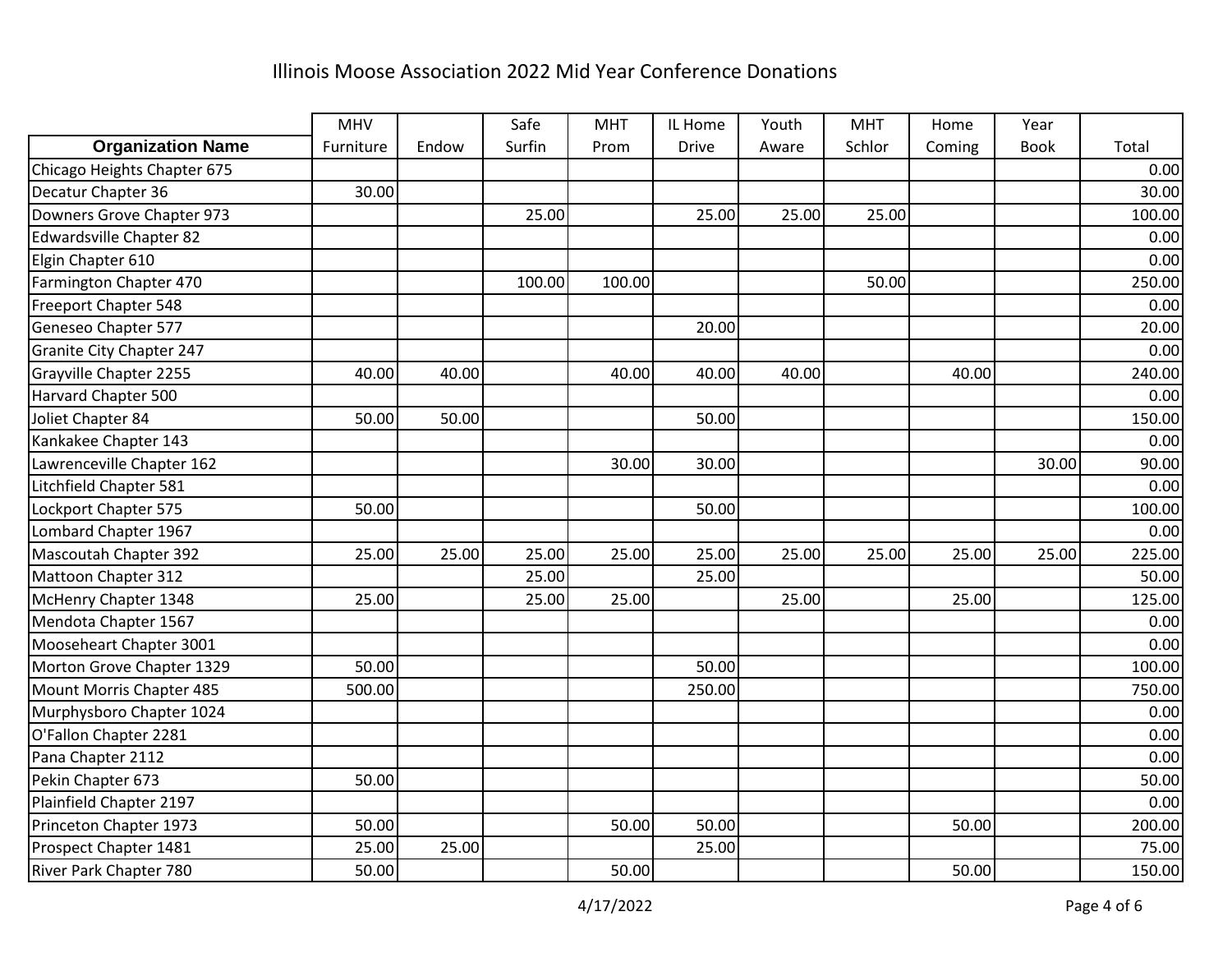# Illinois Moose Association 2022 Mid Year Conference Donations

| Organization Name | MHV Furniture | Endow | Safe Surfin | MHT Prom | IL Home Drive | Youth Aware | MHT Schlor | Home Coming | Year Book | Total |
|---|---|---|---|---|---|---|---|---|---|---|
| Chicago Heights Chapter 675 | | | | | | | | | | 0.00 |
| Decatur Chapter 36 | 30.00 | | | | | | | | | 30.00 |
| Downers Grove Chapter 973 | | | 25.00 | | 25.00 | 25.00 | 25.00 | | | 100.00 |
| Edwardsville Chapter 82 | | | | | | | | | | 0.00 |
| Elgin Chapter 610 | | | | | | | | | | 0.00 |
| Farmington Chapter 470 | | | 100.00 | 100.00 | | | 50.00 | | | 250.00 |
| Freeport Chapter 548 | | | | | | | | | | 0.00 |
| Geneseo Chapter 577 | | | | | 20.00 | | | | | 20.00 |
| Granite City Chapter 247 | | | | | | | | | | 0.00 |
| Grayville Chapter 2255 | 40.00 | 40.00 | | 40.00 | 40.00 | 40.00 | | 40.00 | | 240.00 |
| Harvard Chapter 500 | | | | | | | | | | 0.00 |
| Joliet Chapter 84 | 50.00 | 50.00 | | | 50.00 | | | | | 150.00 |
| Kankakee Chapter 143 | | | | | | | | | | 0.00 |
| Lawrenceville Chapter 162 | | | | 30.00 | 30.00 | | | | 30.00 | 90.00 |
| Litchfield Chapter 581 | | | | | | | | | | 0.00 |
| Lockport Chapter 575 | 50.00 | | | | 50.00 | | | | | 100.00 |
| Lombard Chapter 1967 | | | | | | | | | | 0.00 |
| Mascoutah Chapter 392 | 25.00 | 25.00 | 25.00 | 25.00 | 25.00 | 25.00 | 25.00 | 25.00 | 25.00 | 225.00 |
| Mattoon Chapter 312 | | | 25.00 | | 25.00 | | | | | 50.00 |
| McHenry Chapter 1348 | 25.00 | | 25.00 | 25.00 | | 25.00 | | 25.00 | | 125.00 |
| Mendota Chapter 1567 | | | | | | | | | | 0.00 |
| Mooseheart Chapter 3001 | | | | | | | | | | 0.00 |
| Morton Grove Chapter 1329 | 50.00 | | | | 50.00 | | | | | 100.00 |
| Mount Morris Chapter 485 | 500.00 | | | | 250.00 | | | | | 750.00 |
| Murphysboro Chapter 1024 | | | | | | | | | | 0.00 |
| O'Fallon Chapter 2281 | | | | | | | | | | 0.00 |
| Pana Chapter 2112 | | | | | | | | | | 0.00 |
| Pekin Chapter 673 | 50.00 | | | | | | | | | 50.00 |
| Plainfield Chapter 2197 | | | | | | | | | | 0.00 |
| Princeton Chapter 1973 | 50.00 | | | 50.00 | 50.00 | | | 50.00 | | 200.00 |
| Prospect Chapter 1481 | 25.00 | 25.00 | | | 25.00 | | | | | 75.00 |
| River Park Chapter 780 | 50.00 | | | 50.00 | | | | 50.00 | | 150.00 |

4/17/2022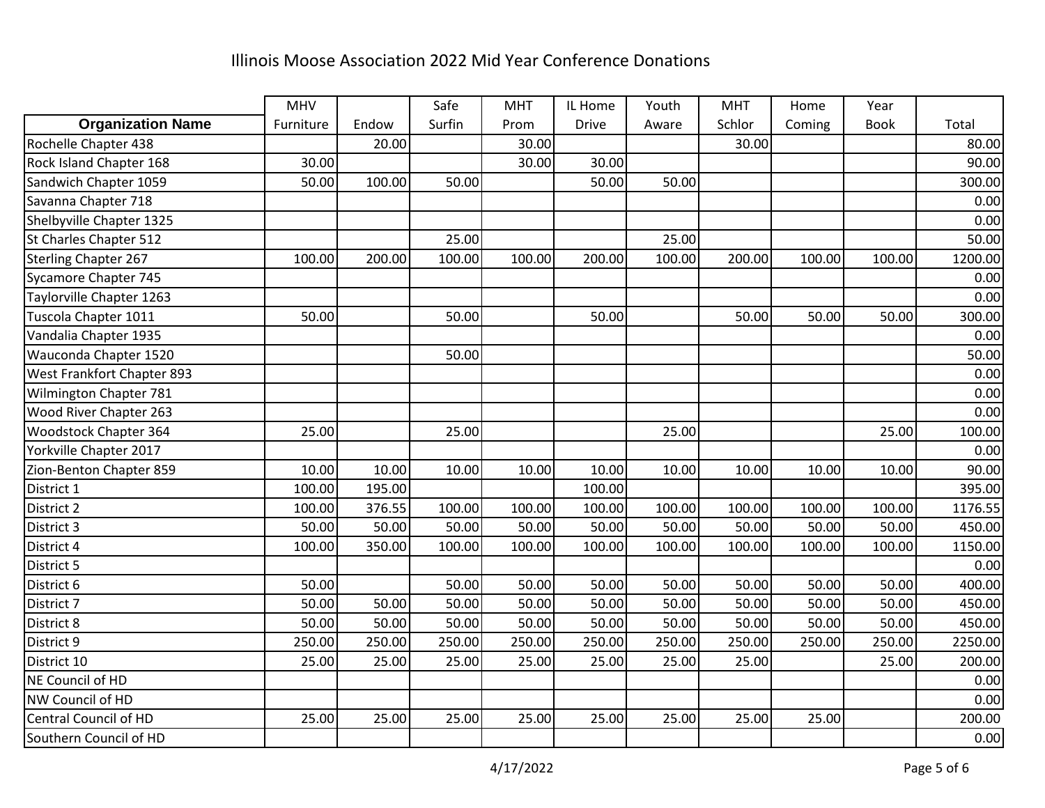# Illinois Moose Association 2022 Mid Year Conference Donations

| Organization Name | MHV Furniture | Endow | Safe Surfin | MHT Prom | IL Home Drive | Youth Aware | MHT Schlor | Home Coming | Year Book | Total |
|---|---|---|---|---|---|---|---|---|---|---|
| Rochelle Chapter 438 | | 20.00 | | 30.00 | | | 30.00 | | | 80.00 |
| Rock Island Chapter 168 | 30.00 | | | 30.00 | 30.00 | | | | | 90.00 |
| Sandwich Chapter 1059 | 50.00 | 100.00 | 50.00 | | 50.00 | 50.00 | | | | 300.00 |
| Savanna Chapter 718 | | | | | | | | | | 0.00 |
| Shelbyville Chapter 1325 | | | | | | | | | | 0.00 |
| St Charles Chapter 512 | | | 25.00 | | | 25.00 | | | | 50.00 |
| Sterling Chapter 267 | 100.00 | 200.00 | 100.00 | 100.00 | 200.00 | 100.00 | 200.00 | 100.00 | 100.00 | 1200.00 |
| Sycamore Chapter 745 | | | | | | | | | | 0.00 |
| Taylorville Chapter 1263 | | | | | | | | | | 0.00 |
| Tuscola Chapter 1011 | 50.00 | | 50.00 | | 50.00 | | 50.00 | 50.00 | 50.00 | 300.00 |
| Vandalia Chapter 1935 | | | | | | | | | | 0.00 |
| Wauconda Chapter 1520 | | | 50.00 | | | | | | | 50.00 |
| West Frankfort Chapter 893 | | | | | | | | | | 0.00 |
| Wilmington Chapter 781 | | | | | | | | | | 0.00 |
| Wood River Chapter 263 | | | | | | | | | | 0.00 |
| Woodstock Chapter 364 | 25.00 | | 25.00 | | | 25.00 | | | 25.00 | 100.00 |
| Yorkville Chapter 2017 | | | | | | | | | | 0.00 |
| Zion-Benton Chapter 859 | 10.00 | 10.00 | 10.00 | 10.00 | 10.00 | 10.00 | 10.00 | 10.00 | 10.00 | 90.00 |
| District 1 | 100.00 | 195.00 | | | 100.00 | | | | | 395.00 |
| District 2 | 100.00 | 376.55 | 100.00 | 100.00 | 100.00 | 100.00 | 100.00 | 100.00 | 100.00 | 1176.55 |
| District 3 | 50.00 | 50.00 | 50.00 | 50.00 | 50.00 | 50.00 | 50.00 | 50.00 | 50.00 | 450.00 |
| District 4 | 100.00 | 350.00 | 100.00 | 100.00 | 100.00 | 100.00 | 100.00 | 100.00 | 100.00 | 1150.00 |
| District 5 | | | | | | | | | | 0.00 |
| District 6 | 50.00 | | 50.00 | 50.00 | 50.00 | 50.00 | 50.00 | 50.00 | 50.00 | 400.00 |
| District 7 | 50.00 | 50.00 | 50.00 | 50.00 | 50.00 | 50.00 | 50.00 | 50.00 | 50.00 | 450.00 |
| District 8 | 50.00 | 50.00 | 50.00 | 50.00 | 50.00 | 50.00 | 50.00 | 50.00 | 50.00 | 450.00 |
| District 9 | 250.00 | 250.00 | 250.00 | 250.00 | 250.00 | 250.00 | 250.00 | 250.00 | 250.00 | 2250.00 |
| District 10 | 25.00 | 25.00 | 25.00 | 25.00 | 25.00 | 25.00 | 25.00 | | 25.00 | 200.00 |
| NE Council of HD | | | | | | | | | | 0.00 |
| NW Council of HD | | | | | | | | | | 0.00 |
| Central Council of HD | 25.00 | 25.00 | 25.00 | 25.00 | 25.00 | 25.00 | 25.00 | 25.00 | | 200.00 |
| Southern Council of HD | | | | | | | | | | 0.00 |

4/17/2022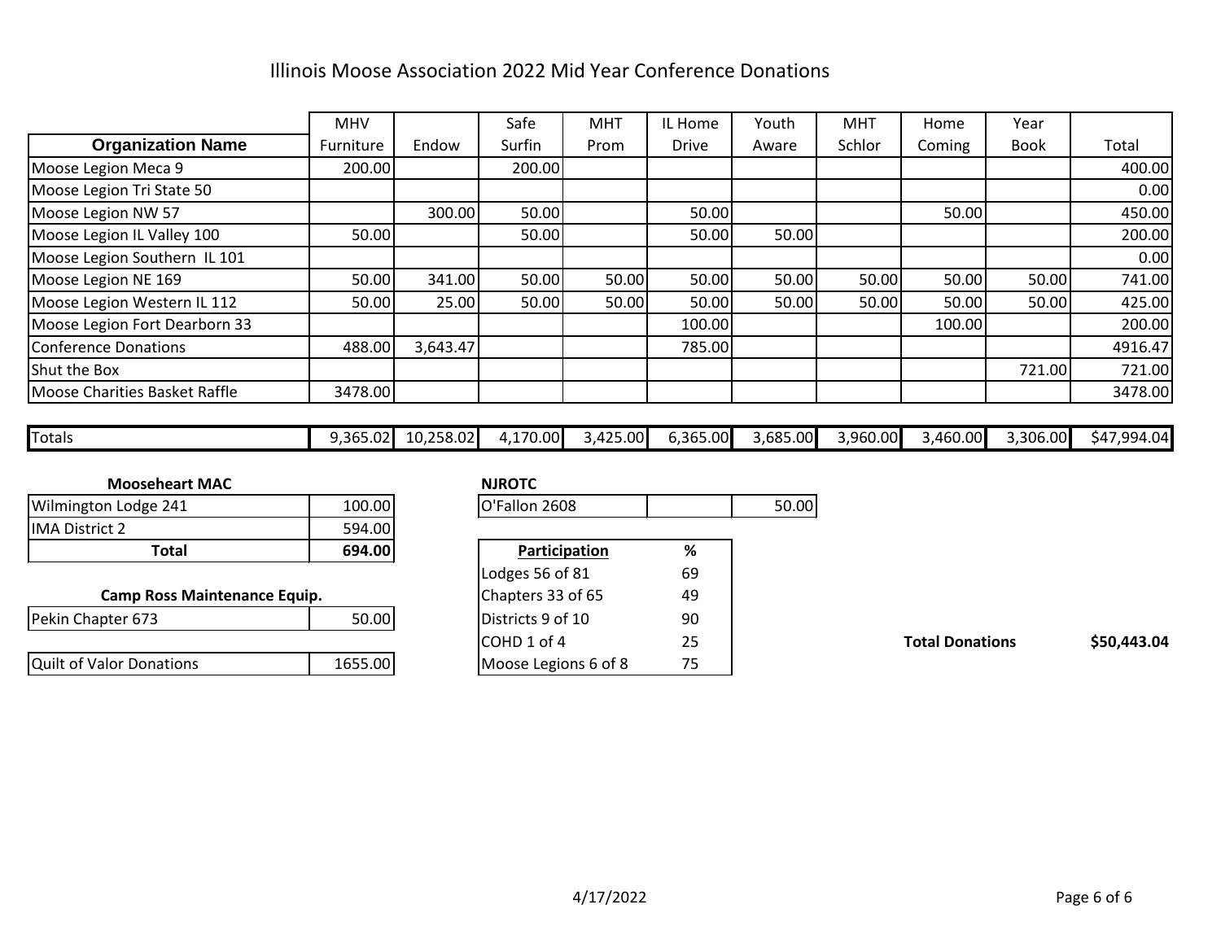# Illinois Moose Association 2022 Mid Year Conference Donations

| Organization Name | MHV Furniture | Endow | Safe Surfin | MHT Prom | IL Home Drive | Youth Aware | MHT Schlor | Home Coming | Year Book | Total |
|---|---|---|---|---|---|---|---|---|---|---|
| Moose Legion Meca 9 | 200.00 | | 200.00 | | | | | | | 400.00 |
| Moose Legion Tri State 50 | | | | | | | | | | 0.00 |
| Moose Legion NW 57 | | 300.00 | 50.00 | | 50.00 | | | 50.00 | | 450.00 |
| Moose Legion IL Valley 100 | 50.00 | | 50.00 | | 50.00 | 50.00 | | | | 200.00 |
| Moose Legion Southern IL 101 | | | | | | | | | | 0.00 |
| Moose Legion NE 169 | 50.00 | 341.00 | 50.00 | 50.00 | 50.00 | 50.00 | 50.00 | 50.00 | 50.00 | 741.00 |
| Moose Legion Western IL 112 | 50.00 | 25.00 | 50.00 | 50.00 | 50.00 | 50.00 | 50.00 | 50.00 | 50.00 | 425.00 |
| Moose Legion Fort Dearborn 33 | | | | | 100.00 | | | 100.00 | | 200.00 |
| Conference Donations | 488.00 | 3,643.47 | | | 785.00 | | | | | 4916.47 |
| Shut the Box | | | | | | | | | 721.00 | 721.00 |
| Moose Charities Basket Raffle | 3478.00 | | | | | | | | | 3478.00 |
| Totals | 9,365.02 | 10,258.02 | 4,170.00 | 3,425.00 | 6,365.00 | 3,685.00 | 3,960.00 | 3,460.00 | 3,306.00 | $47,994.04 |

**Mooseheart MAC**

| | |
|---|---|
| Wilmington Lodge 241 | 100.00 |
| IMA District 2 | 594.00 |
| **Total** | **694.00** |

**Camp Ross Maintenance Equip.**

| | |
|---|---|
| Pekin Chapter 673 | 50.00 |

| | |
|---|---|
| Quilt of Valor Donations | 1655.00 |

**NJROTC**

| | | |
|---|---|---|
| O'Fallon 2608 | | 50.00 |

| Participation | % |
|---|---|
| Lodges 56 of 81 | 69 |
| Chapters 33 of 65 | 49 |
| Districts 9 of 10 | 90 |
| COHD 1 of 4 | 25 |
| Moose Legions 6 of 8 | 75 |

**Total Donations** **$50,443.04**

4/17/2022